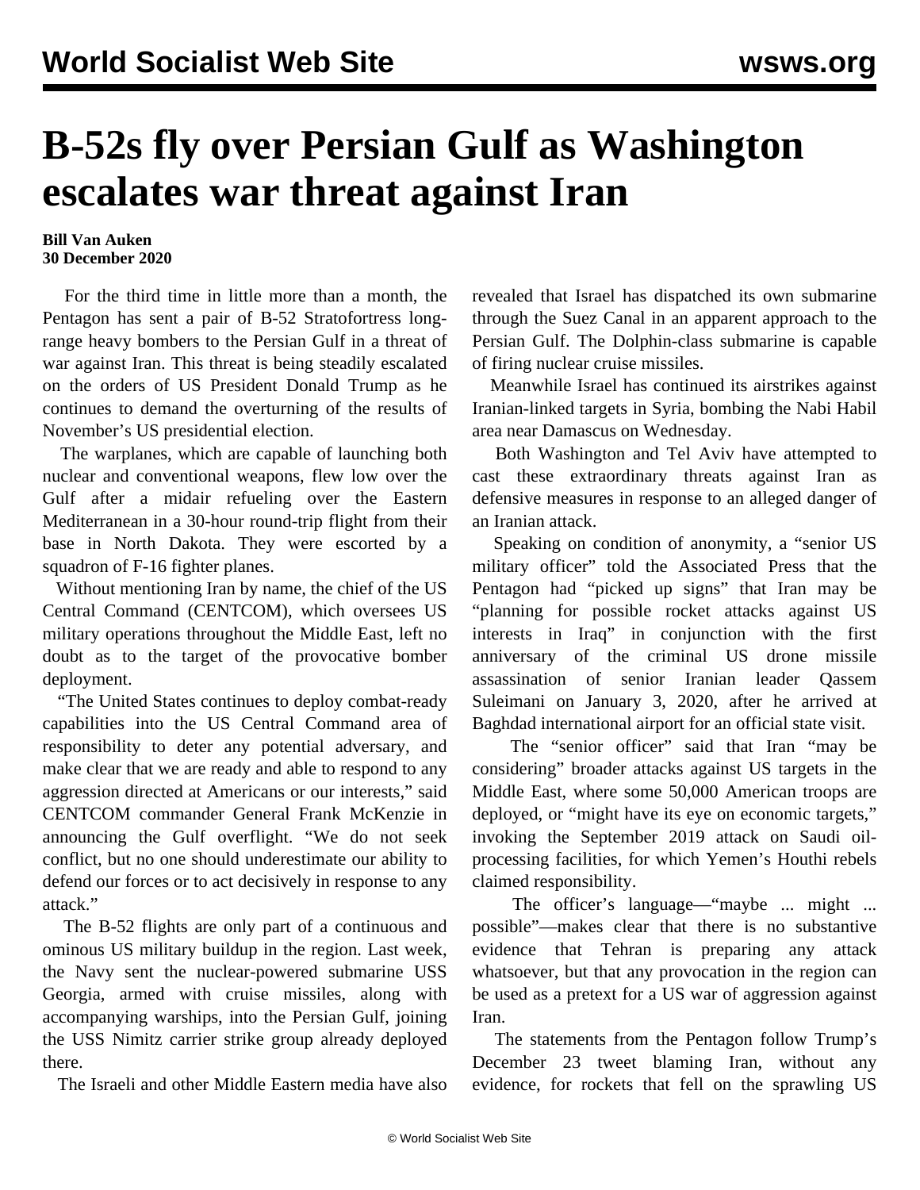# B-52s fly over Persian Gulf as Washington escalates war threat against Iran

**Bill Van Auken**
**30 December 2020**

For the third time in little more than a month, the Pentagon has sent a pair of B-52 Stratofortress long-range heavy bombers to the Persian Gulf in a threat of war against Iran. This threat is being steadily escalated on the orders of US President Donald Trump as he continues to demand the overturning of the results of November's US presidential election.

The warplanes, which are capable of launching both nuclear and conventional weapons, flew low over the Gulf after a midair refueling over the Eastern Mediterranean in a 30-hour round-trip flight from their base in North Dakota. They were escorted by a squadron of F-16 fighter planes.

Without mentioning Iran by name, the chief of the US Central Command (CENTCOM), which oversees US military operations throughout the Middle East, left no doubt as to the target of the provocative bomber deployment.

"The United States continues to deploy combat-ready capabilities into the US Central Command area of responsibility to deter any potential adversary, and make clear that we are ready and able to respond to any aggression directed at Americans or our interests," said CENTCOM commander General Frank McKenzie in announcing the Gulf overflight. "We do not seek conflict, but no one should underestimate our ability to defend our forces or to act decisively in response to any attack."

The B-52 flights are only part of a continuous and ominous US military buildup in the region. Last week, the Navy sent the nuclear-powered submarine USS Georgia, armed with cruise missiles, along with accompanying warships, into the Persian Gulf, joining the USS Nimitz carrier strike group already deployed there.

The Israeli and other Middle Eastern media have also revealed that Israel has dispatched its own submarine through the Suez Canal in an apparent approach to the Persian Gulf. The Dolphin-class submarine is capable of firing nuclear cruise missiles.

Meanwhile Israel has continued its airstrikes against Iranian-linked targets in Syria, bombing the Nabi Habil area near Damascus on Wednesday.

Both Washington and Tel Aviv have attempted to cast these extraordinary threats against Iran as defensive measures in response to an alleged danger of an Iranian attack.

Speaking on condition of anonymity, a "senior US military officer" told the Associated Press that the Pentagon had "picked up signs" that Iran may be "planning for possible rocket attacks against US interests in Iraq" in conjunction with the first anniversary of the criminal US drone missile assassination of senior Iranian leader Qassem Suleimani on January 3, 2020, after he arrived at Baghdad international airport for an official state visit.

The "senior officer" said that Iran "may be considering" broader attacks against US targets in the Middle East, where some 50,000 American troops are deployed, or "might have its eye on economic targets," invoking the September 2019 attack on Saudi oil-processing facilities, for which Yemen's Houthi rebels claimed responsibility.

The officer's language—"maybe ... might ... possible"—makes clear that there is no substantive evidence that Tehran is preparing any attack whatsoever, but that any provocation in the region can be used as a pretext for a US war of aggression against Iran.

The statements from the Pentagon follow Trump's December 23 tweet blaming Iran, without any evidence, for rockets that fell on the sprawling US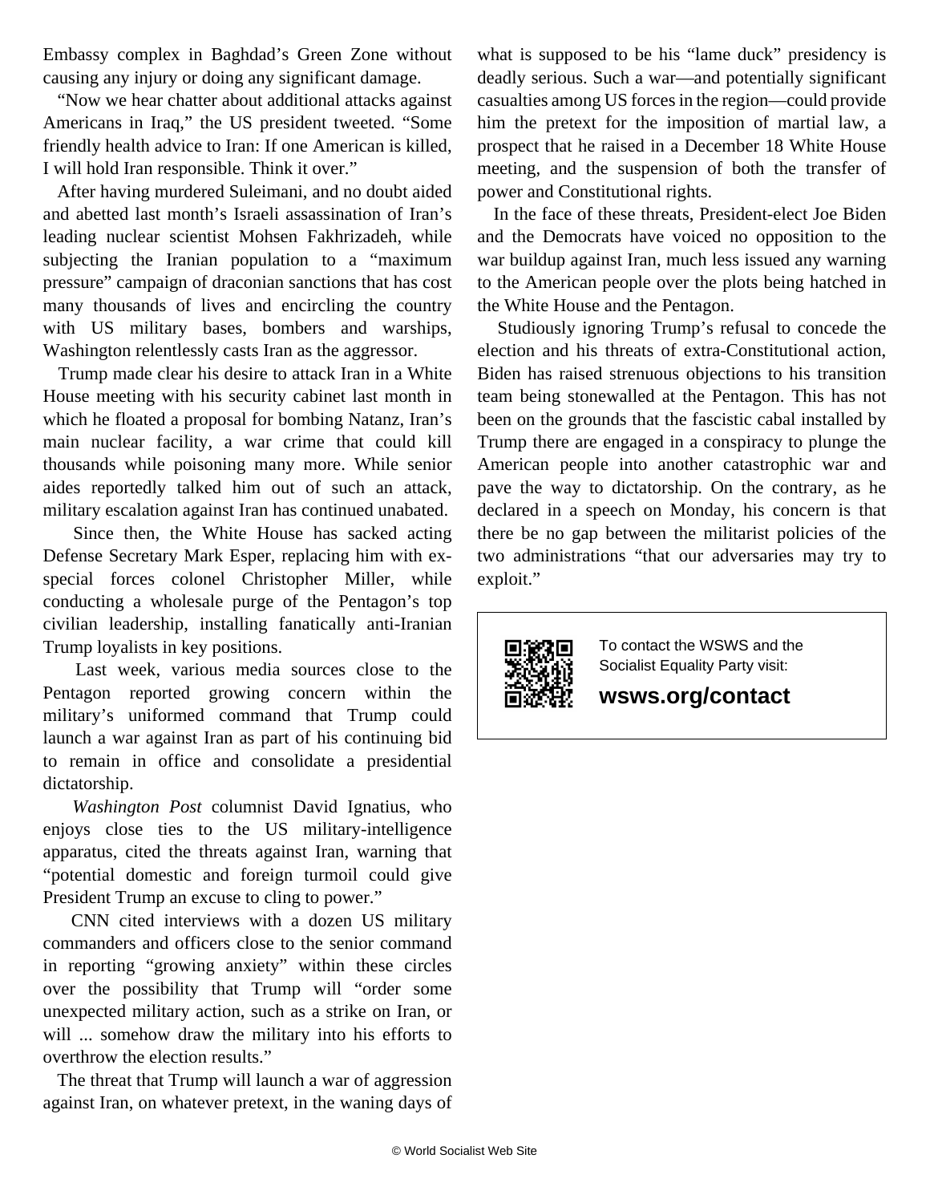Embassy complex in Baghdad's Green Zone without causing any injury or doing any significant damage.

"Now we hear chatter about additional attacks against Americans in Iraq," the US president tweeted. "Some friendly health advice to Iran: If one American is killed, I will hold Iran responsible. Think it over."

After having murdered Suleimani, and no doubt aided and abetted last month's Israeli assassination of Iran's leading nuclear scientist Mohsen Fakhrizadeh, while subjecting the Iranian population to a "maximum pressure" campaign of draconian sanctions that has cost many thousands of lives and encircling the country with US military bases, bombers and warships, Washington relentlessly casts Iran as the aggressor.

Trump made clear his desire to attack Iran in a White House meeting with his security cabinet last month in which he floated a proposal for bombing Natanz, Iran's main nuclear facility, a war crime that could kill thousands while poisoning many more. While senior aides reportedly talked him out of such an attack, military escalation against Iran has continued unabated.

Since then, the White House has sacked acting Defense Secretary Mark Esper, replacing him with ex-special forces colonel Christopher Miller, while conducting a wholesale purge of the Pentagon's top civilian leadership, installing fanatically anti-Iranian Trump loyalists in key positions.

Last week, various media sources close to the Pentagon reported growing concern within the military's uniformed command that Trump could launch a war against Iran as part of his continuing bid to remain in office and consolidate a presidential dictatorship.

*Washington Post* columnist David Ignatius, who enjoys close ties to the US military-intelligence apparatus, cited the threats against Iran, warning that "potential domestic and foreign turmoil could give President Trump an excuse to cling to power."

CNN cited interviews with a dozen US military commanders and officers close to the senior command in reporting "growing anxiety" within these circles over the possibility that Trump will "order some unexpected military action, such as a strike on Iran, or will ... somehow draw the military into his efforts to overthrow the election results."

The threat that Trump will launch a war of aggression against Iran, on whatever pretext, in the waning days of what is supposed to be his "lame duck" presidency is deadly serious. Such a war—and potentially significant casualties among US forces in the region—could provide him the pretext for the imposition of martial law, a prospect that he raised in a December 18 White House meeting, and the suspension of both the transfer of power and Constitutional rights.

In the face of these threats, President-elect Joe Biden and the Democrats have voiced no opposition to the war buildup against Iran, much less issued any warning to the American people over the plots being hatched in the White House and the Pentagon.

Studiously ignoring Trump's refusal to concede the election and his threats of extra-Constitutional action, Biden has raised strenuous objections to his transition team being stonewalled at the Pentagon. This has not been on the grounds that the fascistic cabal installed by Trump there are engaged in a conspiracy to plunge the American people into another catastrophic war and pave the way to dictatorship. On the contrary, as he declared in a speech on Monday, his concern is that there be no gap between the militarist policies of the two administrations "that our adversaries may try to exploit."

To contact the WSWS and the Socialist Equality Party visit:

**wsws.org/contact**